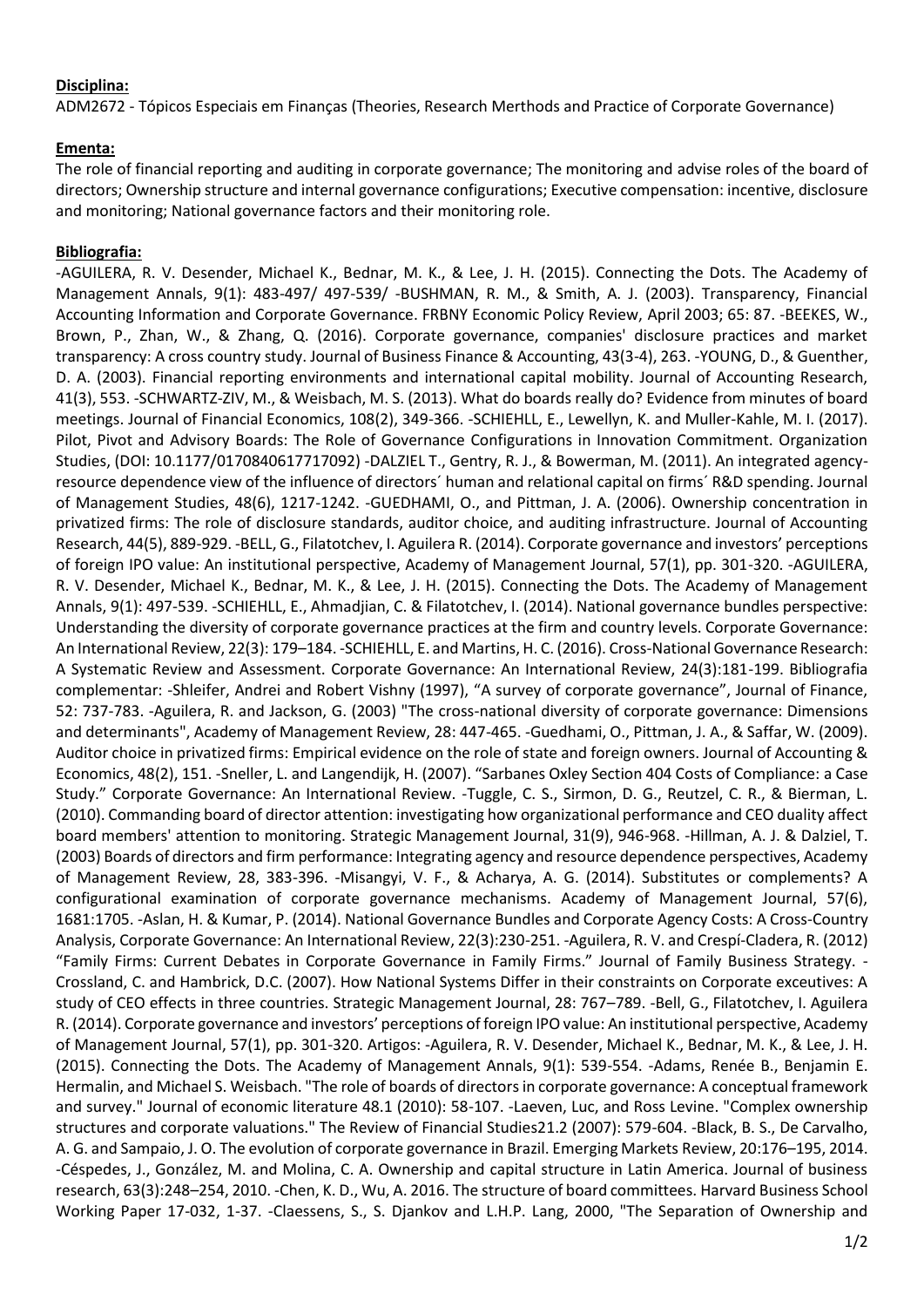**Disciplina:**

ADM2672 - Tópicos Especiais em Finanças (Theories, Research Merthods and Practice of Corporate Governance)

**Ementa:**

The role of financial reporting and auditing in corporate governance; The monitoring and advise roles of the board of directors; Ownership structure and internal governance configurations; Executive compensation: incentive, disclosure and monitoring; National governance factors and their monitoring role.

**Bibliografia:**

-AGUILERA, R. V. Desender, Michael K., Bednar, M. K., & Lee, J. H. (2015). Connecting the Dots. The Academy of Management Annals, 9(1): 483-497/ 497-539/ -BUSHMAN, R. M., & Smith, A. J. (2003). Transparency, Financial Accounting Information and Corporate Governance. FRBNY Economic Policy Review, April 2003; 65: 87. -BEEKES, W., Brown, P., Zhan, W., & Zhang, Q. (2016). Corporate governance, companies' disclosure practices and market transparency: A cross country study. Journal of Business Finance & Accounting, 43(3-4), 263. -YOUNG, D., & Guenther, D. A. (2003). Financial reporting environments and international capital mobility. Journal of Accounting Research, 41(3), 553. -SCHWARTZ-ZIV, M., & Weisbach, M. S. (2013). What do boards really do? Evidence from minutes of board meetings. Journal of Financial Economics, 108(2), 349-366. -SCHIEHLL, E., Lewellyn, K. and Muller-Kahle, M. I. (2017). Pilot, Pivot and Advisory Boards: The Role of Governance Configurations in Innovation Commitment. Organization Studies, (DOI: 10.1177/0170840617717092) -DALZIEL T., Gentry, R. J., & Bowerman, M. (2011). An integrated agency-resource dependence view of the influence of directors´ human and relational capital on firms´ R&D spending. Journal of Management Studies, 48(6), 1217-1242. -GUEDHAMI, O., and Pittman, J. A. (2006). Ownership concentration in privatized firms: The role of disclosure standards, auditor choice, and auditing infrastructure. Journal of Accounting Research, 44(5), 889-929. -BELL, G., Filatotchev, I. Aguilera R. (2014). Corporate governance and investors' perceptions of foreign IPO value: An institutional perspective, Academy of Management Journal, 57(1), pp. 301-320. -AGUILERA, R. V. Desender, Michael K., Bednar, M. K., & Lee, J. H. (2015). Connecting the Dots. The Academy of Management Annals, 9(1): 497-539. -SCHIEHLL, E., Ahmadjian, C. & Filatotchev, I. (2014). National governance bundles perspective: Understanding the diversity of corporate governance practices at the firm and country levels. Corporate Governance: An International Review, 22(3): 179–184. -SCHIEHLL, E. and Martins, H. C. (2016). Cross-National Governance Research: A Systematic Review and Assessment. Corporate Governance: An International Review, 24(3):181-199. Bibliografia complementar: -Shleifer, Andrei and Robert Vishny (1997), "A survey of corporate governance", Journal of Finance, 52: 737-783. -Aguilera, R. and Jackson, G. (2003) "The cross-national diversity of corporate governance: Dimensions and determinants", Academy of Management Review, 28: 447-465. -Guedhami, O., Pittman, J. A., & Saffar, W. (2009). Auditor choice in privatized firms: Empirical evidence on the role of state and foreign owners. Journal of Accounting & Economics, 48(2), 151. -Sneller, L. and Langendijk, H. (2007). "Sarbanes Oxley Section 404 Costs of Compliance: a Case Study." Corporate Governance: An International Review. -Tuggle, C. S., Sirmon, D. G., Reutzel, C. R., & Bierman, L. (2010). Commanding board of director attention: investigating how organizational performance and CEO duality affect board members' attention to monitoring. Strategic Management Journal, 31(9), 946-968. -Hillman, A. J. & Dalziel, T. (2003) Boards of directors and firm performance: Integrating agency and resource dependence perspectives, Academy of Management Review, 28, 383-396. -Misangyi, V. F., & Acharya, A. G. (2014). Substitutes or complements? A configurational examination of corporate governance mechanisms. Academy of Management Journal, 57(6), 1681:1705. -Aslan, H. & Kumar, P. (2014). National Governance Bundles and Corporate Agency Costs: A Cross-Country Analysis, Corporate Governance: An International Review, 22(3):230-251. -Aguilera, R. V. and Crespí-Cladera, R. (2012) "Family Firms: Current Debates in Corporate Governance in Family Firms." Journal of Family Business Strategy. -Crossland, C. and Hambrick, D.C. (2007). How National Systems Differ in their constraints on Corporate exceutives: A study of CEO effects in three countries. Strategic Management Journal, 28: 767–789. -Bell, G., Filatotchev, I. Aguilera R. (2014). Corporate governance and investors' perceptions of foreign IPO value: An institutional perspective, Academy of Management Journal, 57(1), pp. 301-320. Artigos: -Aguilera, R. V. Desender, Michael K., Bednar, M. K., & Lee, J. H. (2015). Connecting the Dots. The Academy of Management Annals, 9(1): 539-554. -Adams, Renée B., Benjamin E. Hermalin, and Michael S. Weisbach. "The role of boards of directors in corporate governance: A conceptual framework and survey." Journal of economic literature 48.1 (2010): 58-107. -Laeven, Luc, and Ross Levine. "Complex ownership structures and corporate valuations." The Review of Financial Studies21.2 (2007): 579-604. -Black, B. S., De Carvalho, A. G. and Sampaio, J. O. The evolution of corporate governance in Brazil. Emerging Markets Review, 20:176–195, 2014. -Céspedes, J., González, M. and Molina, C. A. Ownership and capital structure in Latin America. Journal of business research, 63(3):248–254, 2010. -Chen, K. D., Wu, A. 2016. The structure of board committees. Harvard Business School Working Paper 17-032, 1-37. -Claessens, S., S. Djankov and L.H.P. Lang, 2000, "The Separation of Ownership and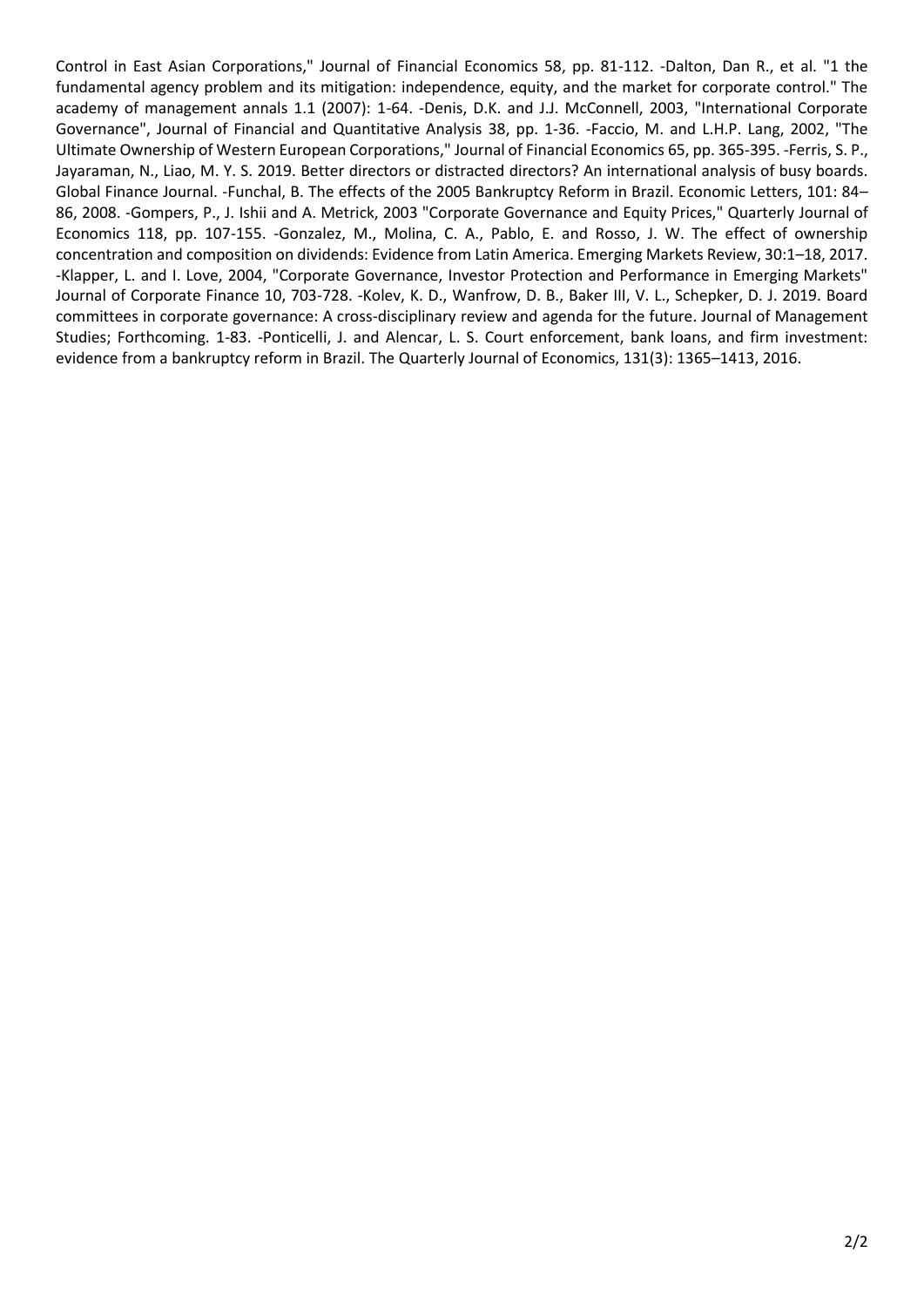Control in East Asian Corporations," Journal of Financial Economics 58, pp. 81-112. -Dalton, Dan R., et al. "1 the fundamental agency problem and its mitigation: independence, equity, and the market for corporate control." The academy of management annals 1.1 (2007): 1-64. -Denis, D.K. and J.J. McConnell, 2003, "International Corporate Governance", Journal of Financial and Quantitative Analysis 38, pp. 1-36. -Faccio, M. and L.H.P. Lang, 2002, "The Ultimate Ownership of Western European Corporations," Journal of Financial Economics 65, pp. 365-395. -Ferris, S. P., Jayaraman, N., Liao, M. Y. S. 2019. Better directors or distracted directors? An international analysis of busy boards. Global Finance Journal. -Funchal, B. The effects of the 2005 Bankruptcy Reform in Brazil. Economic Letters, 101: 84–86, 2008. -Gompers, P., J. Ishii and A. Metrick, 2003 "Corporate Governance and Equity Prices," Quarterly Journal of Economics 118, pp. 107-155. -Gonzalez, M., Molina, C. A., Pablo, E. and Rosso, J. W. The effect of ownership concentration and composition on dividends: Evidence from Latin America. Emerging Markets Review, 30:1–18, 2017. -Klapper, L. and I. Love, 2004, "Corporate Governance, Investor Protection and Performance in Emerging Markets" Journal of Corporate Finance 10, 703-728. -Kolev, K. D., Wanfrow, D. B., Baker III, V. L., Schepker, D. J. 2019. Board committees in corporate governance: A cross-disciplinary review and agenda for the future. Journal of Management Studies; Forthcoming. 1-83. -Ponticelli, J. and Alencar, L. S. Court enforcement, bank loans, and firm investment: evidence from a bankruptcy reform in Brazil. The Quarterly Journal of Economics, 131(3): 1365–1413, 2016.